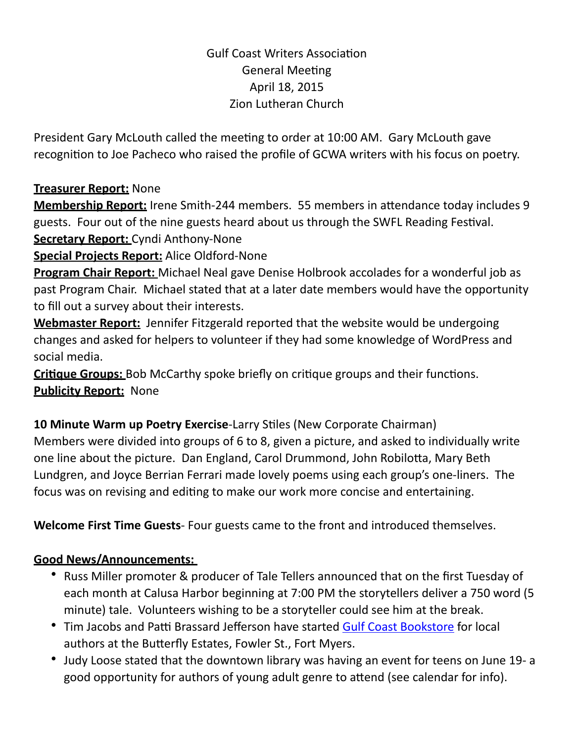# Gulf Coast Writers Association
## General Meeting
### April 18, 2015
### Zion Lutheran Church

President Gary McLouth called the meeting to order at 10:00 AM. Gary McLouth gave recognition to Joe Pacheco who raised the profile of GCWA writers with his focus on poetry.

**Treasurer Report:** None
**Membership Report:** Irene Smith-244 members. 55 members in attendance today includes 9 guests. Four out of the nine guests heard about us through the SWFL Reading Festival.
**Secretary Report:** Cyndi Anthony-None
**Special Projects Report:** Alice Oldford-None
**Program Chair Report:** Michael Neal gave Denise Holbrook accolades for a wonderful job as past Program Chair. Michael stated that at a later date members would have the opportunity to fill out a survey about their interests.
**Webmaster Report:** Jennifer Fitzgerald reported that the website would be undergoing changes and asked for helpers to volunteer if they had some knowledge of WordPress and social media.
**Critique Groups:** Bob McCarthy spoke briefly on critique groups and their functions.
**Publicity Report:** None

**10 Minute Warm up Poetry Exercise**-Larry Stiles (New Corporate Chairman)
Members were divided into groups of 6 to 8, given a picture, and asked to individually write one line about the picture. Dan England, Carol Drummond, John Robilotta, Mary Beth Lundgren, and Joyce Berrian Ferrari made lovely poems using each group's one-liners. The focus was on revising and editing to make our work more concise and entertaining.

**Welcome First Time Guests**- Four guests came to the front and introduced themselves.

**Good News/Announcements:**

- Russ Miller promoter & producer of Tale Tellers announced that on the first Tuesday of each month at Calusa Harbor beginning at 7:00 PM the storytellers deliver a 750 word (5 minute) tale. Volunteers wishing to be a storyteller could see him at the break.
- Tim Jacobs and Patti Brassard Jefferson have started Gulf Coast Bookstore for local authors at the Butterfly Estates, Fowler St., Fort Myers.
- Judy Loose stated that the downtown library was having an event for teens on June 19- a good opportunity for authors of young adult genre to attend (see calendar for info).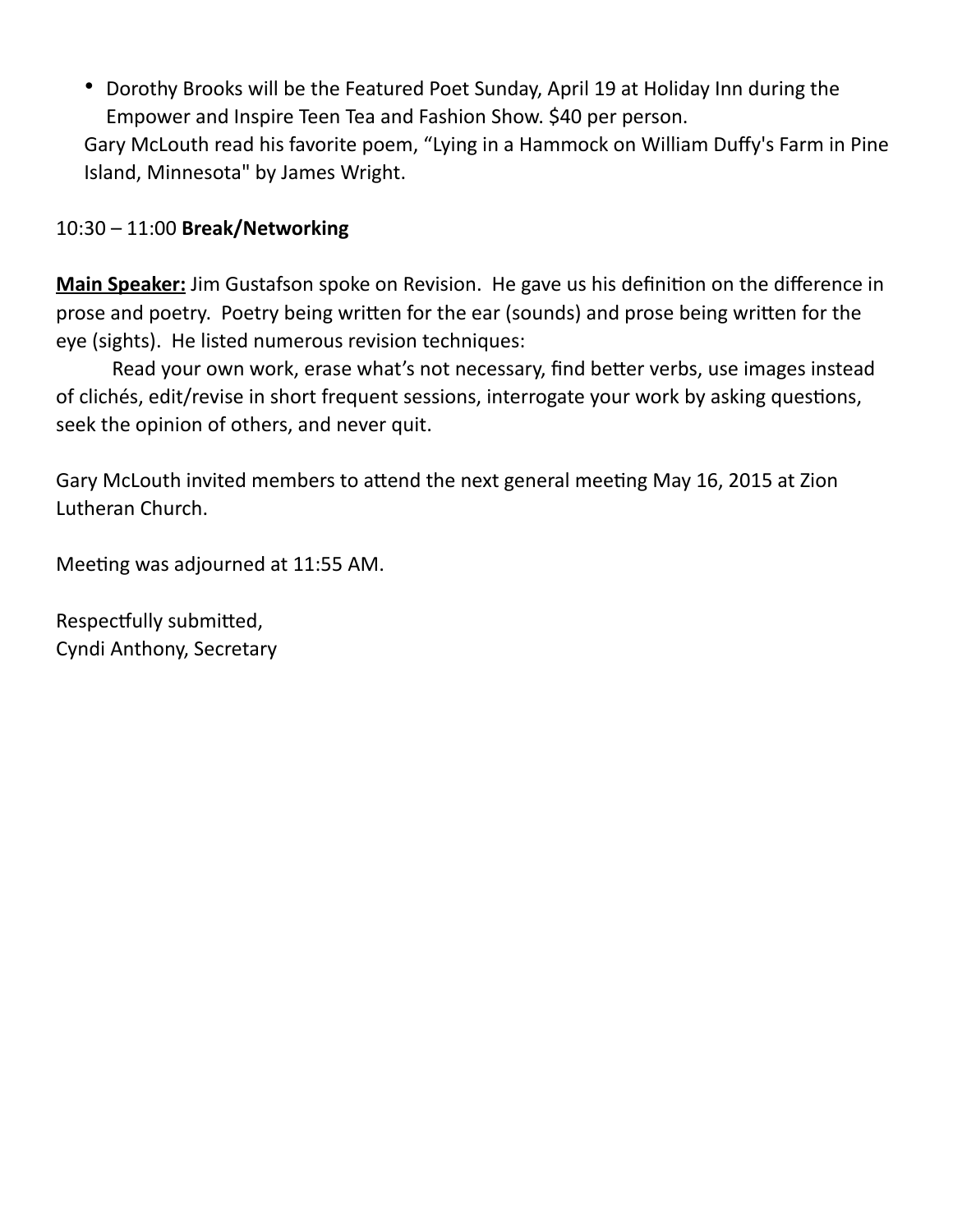- Dorothy Brooks will be the Featured Poet Sunday, April 19 at Holiday Inn during the Empower and Inspire Teen Tea and Fashion Show. $40 per person.

  Gary McLouth read his favorite poem, "Lying in a Hammock on William Duffy's Farm in Pine Island, Minnesota" by James Wright.

10:30 – 11:00 **Break/Networking**

**<u>Main Speaker:</u>** Jim Gustafson spoke on Revision. He gave us his definition on the difference in prose and poetry. Poetry being written for the ear (sounds) and prose being written for the eye (sights). He listed numerous revision techniques:

Read your own work, erase what's not necessary, find better verbs, use images instead of clichés, edit/revise in short frequent sessions, interrogate your work by asking questions, seek the opinion of others, and never quit.

Gary McLouth invited members to attend the next general meeting May 16, 2015 at Zion Lutheran Church.

Meeting was adjourned at 11:55 AM.

Respectfully submitted,
Cyndi Anthony, Secretary